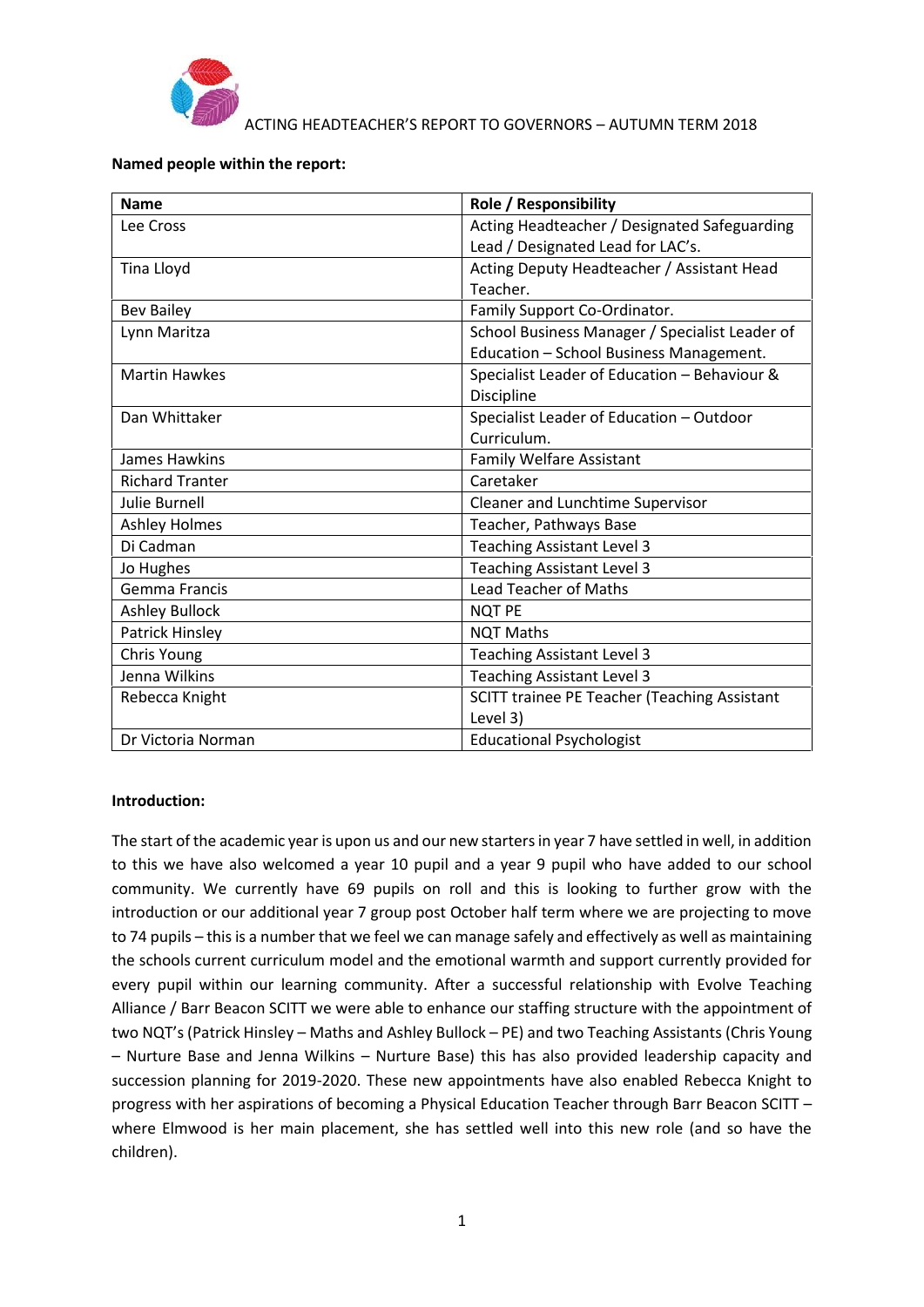# ACTING HEADTEACHER'S REPORT TO GOVERNORS – AUTUMN TERM 2018

**Named people within the report:**

| Name | Role / Responsibility |
|---|---|
| Lee Cross | Acting Headteacher / Designated Safeguarding Lead / Designated Lead for LAC's. |
| Tina Lloyd | Acting Deputy Headteacher / Assistant Head Teacher. |
| Bev Bailey | Family Support Co-Ordinator. |
| Lynn Maritza | School Business Manager / Specialist Leader of Education – School Business Management. |
| Martin Hawkes | Specialist Leader of Education – Behaviour & Discipline |
| Dan Whittaker | Specialist Leader of Education – Outdoor Curriculum. |
| James Hawkins | Family Welfare Assistant |
| Richard Tranter | Caretaker |
| Julie Burnell | Cleaner and Lunchtime Supervisor |
| Ashley Holmes | Teacher, Pathways Base |
| Di Cadman | Teaching Assistant Level 3 |
| Jo Hughes | Teaching Assistant Level 3 |
| Gemma Francis | Lead Teacher of Maths |
| Ashley Bullock | NQT PE |
| Patrick Hinsley | NQT Maths |
| Chris Young | Teaching Assistant Level 3 |
| Jenna Wilkins | Teaching Assistant Level 3 |
| Rebecca Knight | SCITT trainee PE Teacher (Teaching Assistant Level 3) |
| Dr Victoria Norman | Educational Psychologist |

**Introduction:**

The start of the academic year is upon us and our new starters in year 7 have settled in well, in addition to this we have also welcomed a year 10 pupil and a year 9 pupil who have added to our school community. We currently have 69 pupils on roll and this is looking to further grow with the introduction or our additional year 7 group post October half term where we are projecting to move to 74 pupils – this is a number that we feel we can manage safely and effectively as well as maintaining the schools current curriculum model and the emotional warmth and support currently provided for every pupil within our learning community. After a successful relationship with Evolve Teaching Alliance / Barr Beacon SCITT we were able to enhance our staffing structure with the appointment of two NQT's (Patrick Hinsley – Maths and Ashley Bullock – PE) and two Teaching Assistants (Chris Young – Nurture Base and Jenna Wilkins – Nurture Base) this has also provided leadership capacity and succession planning for 2019-2020. These new appointments have also enabled Rebecca Knight to progress with her aspirations of becoming a Physical Education Teacher through Barr Beacon SCITT – where Elmwood is her main placement, she has settled well into this new role (and so have the children).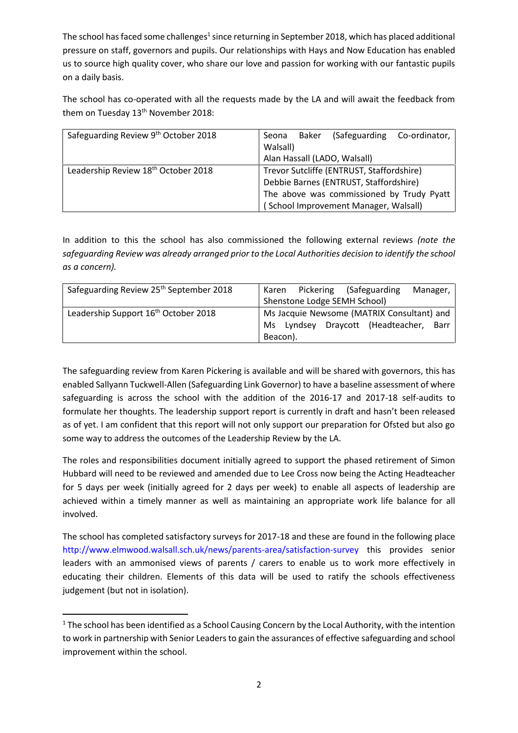The school has faced some challenges[1] since returning in September 2018, which has placed additional pressure on staff, governors and pupils. Our relationships with Hays and Now Education has enabled us to source high quality cover, who share our love and passion for working with our fantastic pupils on a daily basis.

The school has co-operated with all the requests made by the LA and will await the feedback from them on Tuesday 13th November 2018:

| Safeguarding Review 9th October 2018 | Seona Baker (Safeguarding Co-ordinator, Walsall)<br>Alan Hassall (LADO, Walsall) |
|---|---|
| Leadership Review 18th October 2018 | Trevor Sutcliffe (ENTRUST, Staffordshire)<br>Debbie Barnes (ENTRUST, Staffordshire)<br>The above was commissioned by Trudy Pyatt ( School Improvement Manager, Walsall) |

In addition to this the school has also commissioned the following external reviews *(note the safeguarding Review was already arranged prior to the Local Authorities decision to identify the school as a concern).*

| Safeguarding Review 25th September 2018 | Karen Pickering (Safeguarding Manager, Shenstone Lodge SEMH School) |
|---|---|
| Leadership Support 16th October 2018 | Ms Jacquie Newsome (MATRIX Consultant) and Ms Lyndsey Draycott (Headteacher, Barr Beacon). |

The safeguarding review from Karen Pickering is available and will be shared with governors, this has enabled Sallyann Tuckwell-Allen (Safeguarding Link Governor) to have a baseline assessment of where safeguarding is across the school with the addition of the 2016-17 and 2017-18 self-audits to formulate her thoughts. The leadership support report is currently in draft and hasn't been released as of yet. I am confident that this report will not only support our preparation for Ofsted but also go some way to address the outcomes of the Leadership Review by the LA.

The roles and responsibilities document initially agreed to support the phased retirement of Simon Hubbard will need to be reviewed and amended due to Lee Cross now being the Acting Headteacher for 5 days per week (initially agreed for 2 days per week) to enable all aspects of leadership are achieved within a timely manner as well as maintaining an appropriate work life balance for all involved.

The school has completed satisfactory surveys for 2017-18 and these are found in the following place http://www.elmwood.walsall.sch.uk/news/parents-area/satisfaction-survey this provides senior leaders with an ammonised views of parents / carers to enable us to work more effectively in educating their children. Elements of this data will be used to ratify the schools effectiveness judgement (but not in isolation).

[1] The school has been identified as a School Causing Concern by the Local Authority, with the intention to work in partnership with Senior Leaders to gain the assurances of effective safeguarding and school improvement within the school.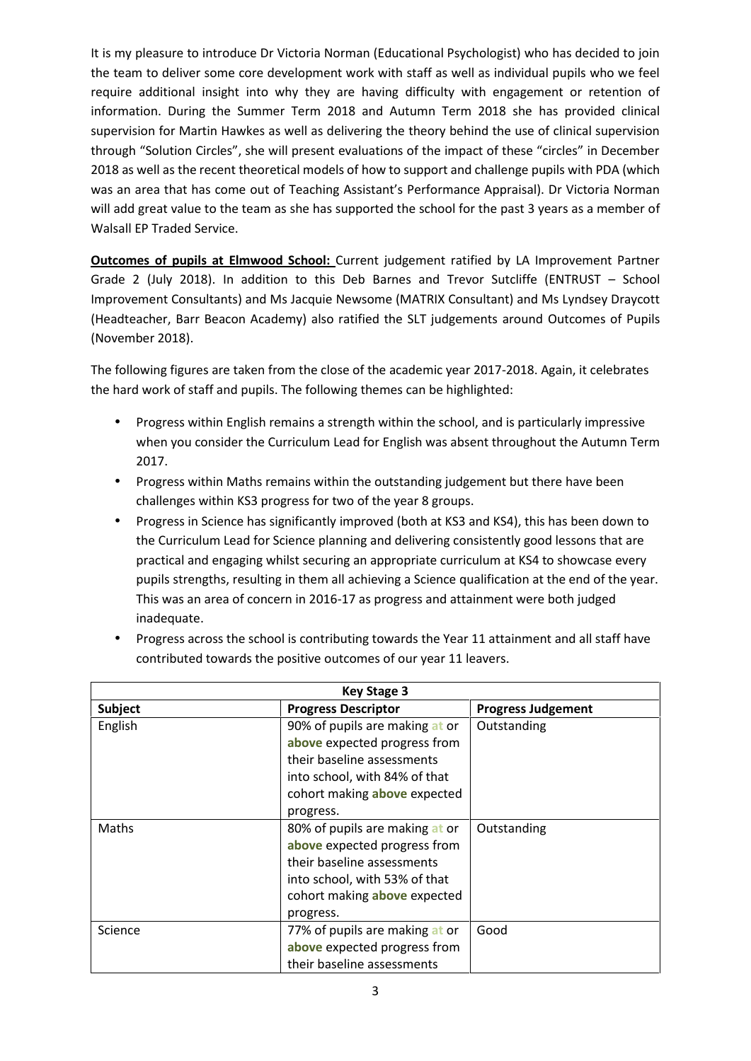It is my pleasure to introduce Dr Victoria Norman (Educational Psychologist) who has decided to join the team to deliver some core development work with staff as well as individual pupils who we feel require additional insight into why they are having difficulty with engagement or retention of information. During the Summer Term 2018 and Autumn Term 2018 she has provided clinical supervision for Martin Hawkes as well as delivering the theory behind the use of clinical supervision through "Solution Circles", she will present evaluations of the impact of these "circles" in December 2018 as well as the recent theoretical models of how to support and challenge pupils with PDA (which was an area that has come out of Teaching Assistant's Performance Appraisal). Dr Victoria Norman will add great value to the team as she has supported the school for the past 3 years as a member of Walsall EP Traded Service.

**Outcomes of pupils at Elmwood School:** Current judgement ratified by LA Improvement Partner Grade 2 (July 2018). In addition to this Deb Barnes and Trevor Sutcliffe (ENTRUST – School Improvement Consultants) and Ms Jacquie Newsome (MATRIX Consultant) and Ms Lyndsey Draycott (Headteacher, Barr Beacon Academy) also ratified the SLT judgements around Outcomes of Pupils (November 2018).

The following figures are taken from the close of the academic year 2017-2018. Again, it celebrates the hard work of staff and pupils. The following themes can be highlighted:

- Progress within English remains a strength within the school, and is particularly impressive when you consider the Curriculum Lead for English was absent throughout the Autumn Term 2017.
- Progress within Maths remains within the outstanding judgement but there have been challenges within KS3 progress for two of the year 8 groups.
- Progress in Science has significantly improved (both at KS3 and KS4), this has been down to the Curriculum Lead for Science planning and delivering consistently good lessons that are practical and engaging whilst securing an appropriate curriculum at KS4 to showcase every pupils strengths, resulting in them all achieving a Science qualification at the end of the year. This was an area of concern in 2016-17 as progress and attainment were both judged inadequate.
- Progress across the school is contributing towards the Year 11 attainment and all staff have contributed towards the positive outcomes of our year 11 leavers.

| Key Stage 3 | | |
|---|---|---|
| **Subject** | **Progress Descriptor** | **Progress Judgement** |
| English | 90% of pupils are making **at** or **above** expected progress from their baseline assessments into school, with 84% of that cohort making **above** expected progress. | Outstanding |
| Maths | 80% of pupils are making **at** or **above** expected progress from their baseline assessments into school, with 53% of that cohort making **above** expected progress. | Outstanding |
| Science | 77% of pupils are making **at** or **above** expected progress from their baseline assessments | Good |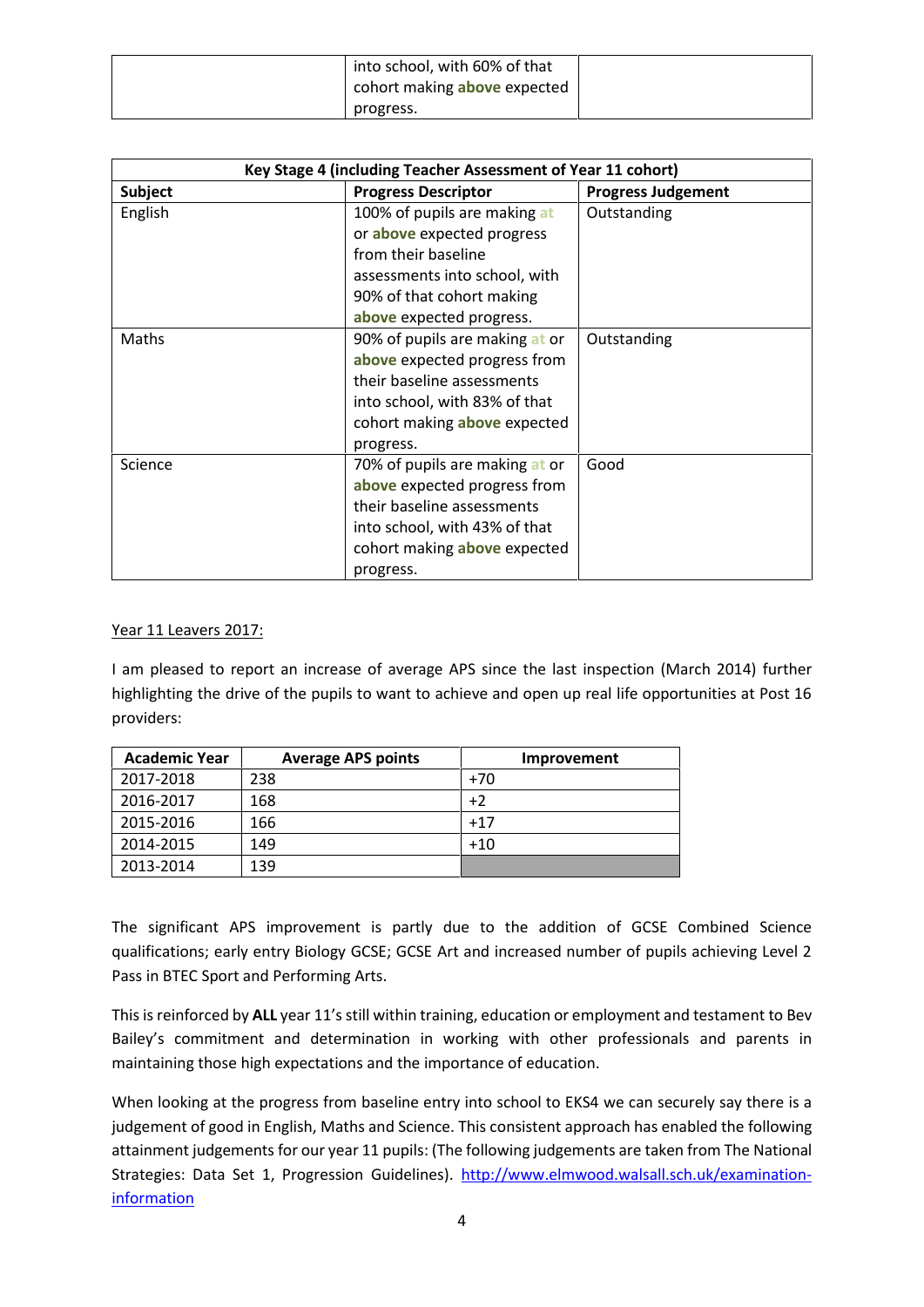| | into school, with 60% of that cohort making **above** expected progress. | |
|---|---|---|

| Key Stage 4 (including Teacher Assessment of Year 11 cohort) | | |
|---|---|---|
| **Subject** | **Progress Descriptor** | **Progress Judgement** |
| English | 100% of pupils are making **at** or **above** expected progress from their baseline assessments into school, with 90% of that cohort making **above** expected progress. | Outstanding |
| Maths | 90% of pupils are making **at** or **above** expected progress from their baseline assessments into school, with 83% of that cohort making **above** expected progress. | Outstanding |
| Science | 70% of pupils are making **at** or **above** expected progress from their baseline assessments into school, with 43% of that cohort making **above** expected progress. | Good |

Year 11 Leavers 2017:

I am pleased to report an increase of average APS since the last inspection (March 2014) further highlighting the drive of the pupils to want to achieve and open up real life opportunities at Post 16 providers:

| Academic Year | Average APS points | Improvement |
|---|---|---|
| 2017-2018 | 238 | +70 |
| 2016-2017 | 168 | +2 |
| 2015-2016 | 166 | +17 |
| 2014-2015 | 149 | +10 |
| 2013-2014 | 139 | |

The significant APS improvement is partly due to the addition of GCSE Combined Science qualifications; early entry Biology GCSE; GCSE Art and increased number of pupils achieving Level 2 Pass in BTEC Sport and Performing Arts.

This is reinforced by **ALL** year 11's still within training, education or employment and testament to Bev Bailey's commitment and determination in working with other professionals and parents in maintaining those high expectations and the importance of education.

When looking at the progress from baseline entry into school to EKS4 we can securely say there is a judgement of good in English, Maths and Science. This consistent approach has enabled the following attainment judgements for our year 11 pupils: (The following judgements are taken from The National Strategies: Data Set 1, Progression Guidelines). [http://www.elmwood.walsall.sch.uk/examination-information](http://www.elmwood.walsall.sch.uk/examination-information)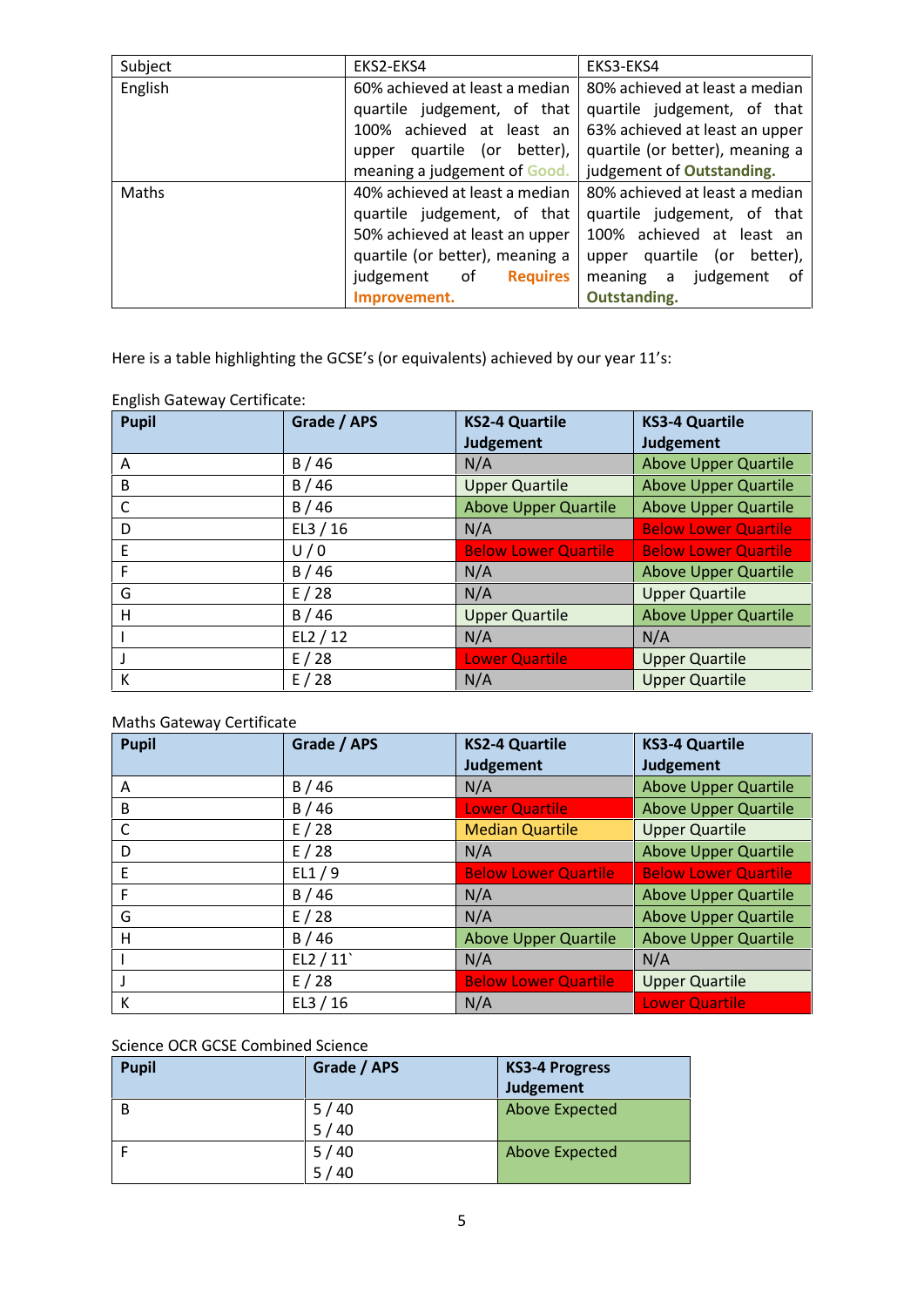| Subject | EKS2-EKS4 | EKS3-EKS4 |
|---|---|---|
| English | 60% achieved at least a median quartile judgement, of that 100% achieved at least an upper quartile (or better), meaning a judgement of **Good.** | 80% achieved at least a median quartile judgement, of that 63% achieved at least an upper quartile (or better), meaning a judgement of **Outstanding.** |
| Maths | 40% achieved at least a median quartile judgement, of that 50% achieved at least an upper quartile (or better), meaning a judgement of **Requires Improvement.** | 80% achieved at least a median quartile judgement, of that 100% achieved at least an upper quartile (or better), meaning a judgement of **Outstanding.** |

Here is a table highlighting the GCSE's (or equivalents) achieved by our year 11's:

English Gateway Certificate:

| Pupil | Grade / APS | KS2-4 Quartile Judgement | KS3-4 Quartile Judgement |
|---|---|---|---|
| A | B / 46 | N/A | Above Upper Quartile |
| B | B / 46 | Upper Quartile | Above Upper Quartile |
| C | B / 46 | Above Upper Quartile | Above Upper Quartile |
| D | EL3 / 16 | N/A | Below Lower Quartile |
| E | U / 0 | Below Lower Quartile | Below Lower Quartile |
| F | B / 46 | N/A | Above Upper Quartile |
| G | E / 28 | N/A | Upper Quartile |
| H | B / 46 | Upper Quartile | Above Upper Quartile |
| I | EL2 / 12 | N/A | N/A |
| J | E / 28 | Lower Quartile | Upper Quartile |
| K | E / 28 | N/A | Upper Quartile |

Maths Gateway Certificate

| Pupil | Grade / APS | KS2-4 Quartile Judgement | KS3-4 Quartile Judgement |
|---|---|---|---|
| A | B / 46 | N/A | Above Upper Quartile |
| B | B / 46 | Lower Quartile | Above Upper Quartile |
| C | E / 28 | Median Quartile | Upper Quartile |
| D | E / 28 | N/A | Above Upper Quartile |
| E | EL1 / 9 | Below Lower Quartile | Below Lower Quartile |
| F | B / 46 | N/A | Above Upper Quartile |
| G | E / 28 | N/A | Above Upper Quartile |
| H | B / 46 | Above Upper Quartile | Above Upper Quartile |
| I | EL2 / 11` | N/A | N/A |
| J | E / 28 | Below Lower Quartile | Upper Quartile |
| K | EL3 / 16 | N/A | Lower Quartile |

Science OCR GCSE Combined Science

| Pupil | Grade / APS | KS3-4 Progress Judgement |
|---|---|---|
| B | 5 / 40<br>5 / 40 | Above Expected |
| F | 5 / 40<br>5 / 40 | Above Expected |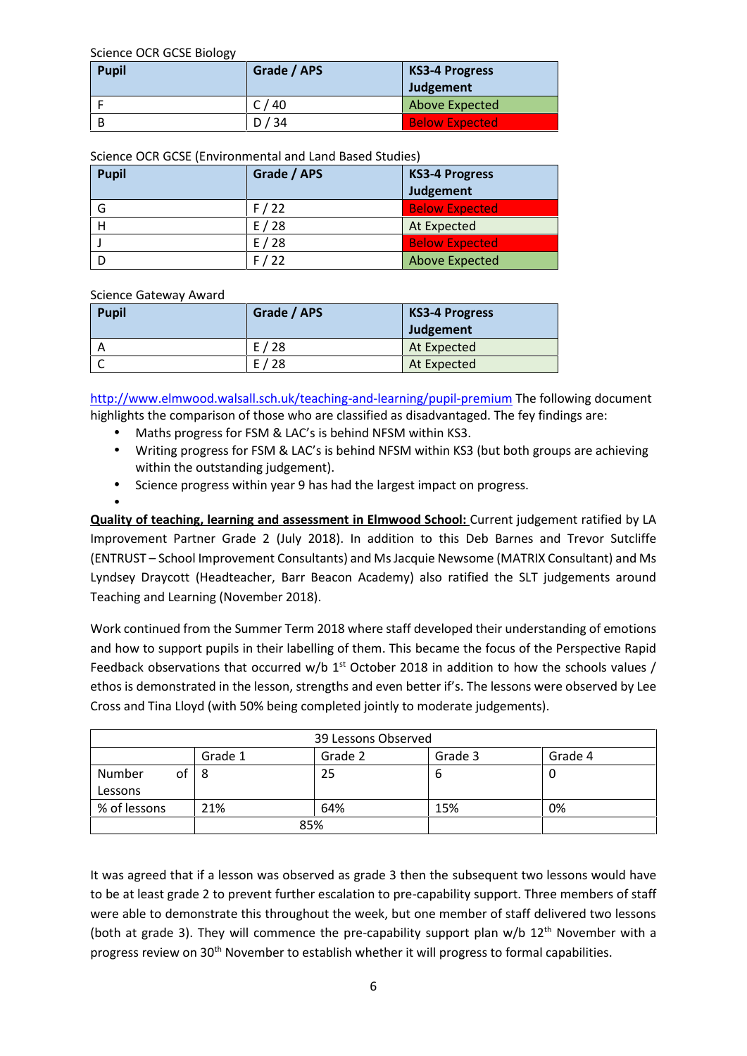Science OCR GCSE Biology

| Pupil | Grade / APS | KS3-4 Progress Judgement |
|---|---|---|
| F | C / 40 | Above Expected |
| B | D / 34 | Below Expected |

Science OCR GCSE (Environmental and Land Based Studies)

| Pupil | Grade / APS | KS3-4 Progress Judgement |
|---|---|---|
| G | F / 22 | Below Expected |
| H | E / 28 | At Expected |
| J | E / 28 | Below Expected |
| D | F / 22 | Above Expected |

Science Gateway Award

| Pupil | Grade / APS | KS3-4 Progress Judgement |
|---|---|---|
| A | E / 28 | At Expected |
| C | E / 28 | At Expected |

http://www.elmwood.walsall.sch.uk/teaching-and-learning/pupil-premium The following document highlights the comparison of those who are classified as disadvantaged. The fey findings are:

- Maths progress for FSM & LAC's is behind NFSM within KS3.
- Writing progress for FSM & LAC's is behind NFSM within KS3 (but both groups are achieving within the outstanding judgement).
- Science progress within year 9 has had the largest impact on progress.
-

**Quality of teaching, learning and assessment in Elmwood School:** Current judgement ratified by LA Improvement Partner Grade 2 (July 2018). In addition to this Deb Barnes and Trevor Sutcliffe (ENTRUST – School Improvement Consultants) and Ms Jacquie Newsome (MATRIX Consultant) and Ms Lyndsey Draycott (Headteacher, Barr Beacon Academy) also ratified the SLT judgements around Teaching and Learning (November 2018).

Work continued from the Summer Term 2018 where staff developed their understanding of emotions and how to support pupils in their labelling of them. This became the focus of the Perspective Rapid Feedback observations that occurred w/b 1st October 2018 in addition to how the schools values / ethos is demonstrated in the lesson, strengths and even better if's. The lessons were observed by Lee Cross and Tina Lloyd (with 50% being completed jointly to moderate judgements).

| 39 Lessons Observed | | | | |
|---|---|---|---|---|
| | Grade 1 | Grade 2 | Grade 3 | Grade 4 |
| Number of Lessons | 8 | 25 | 6 | 0 |
| % of lessons | 21% | 64% | 15% | 0% |
| | 85% | | | |

It was agreed that if a lesson was observed as grade 3 then the subsequent two lessons would have to be at least grade 2 to prevent further escalation to pre-capability support. Three members of staff were able to demonstrate this throughout the week, but one member of staff delivered two lessons (both at grade 3). They will commence the pre-capability support plan w/b 12th November with a progress review on 30th November to establish whether it will progress to formal capabilities.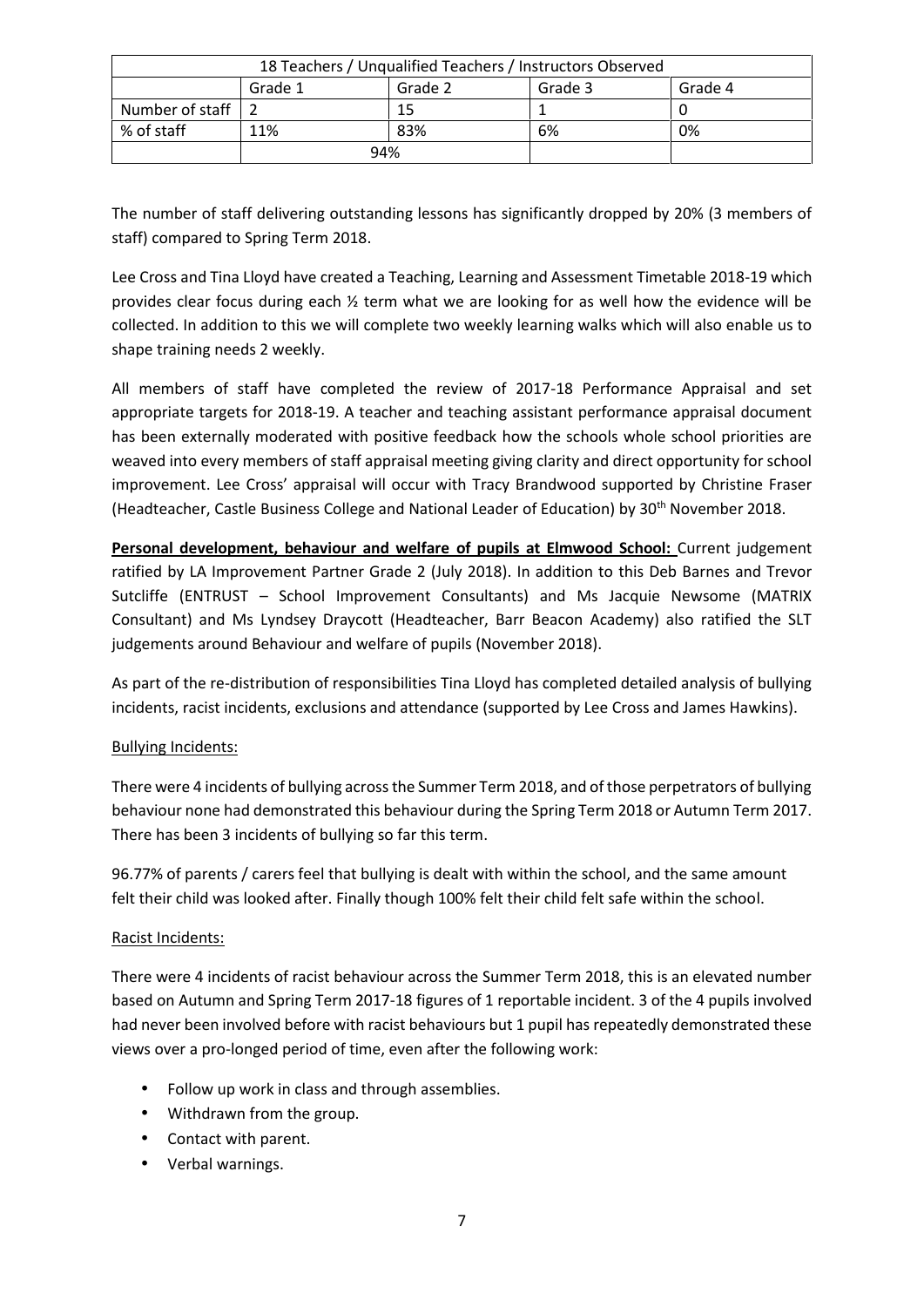| 18 Teachers / Unqualified Teachers / Instructors Observed | | | | |
|---|---|---|---|---|
| | Grade 1 | Grade 2 | Grade 3 | Grade 4 |
| Number of staff | 2 | 15 | 1 | 0 |
| % of staff | 11% | 83% | 6% | 0% |
| | 94% | | | |

The number of staff delivering outstanding lessons has significantly dropped by 20% (3 members of staff) compared to Spring Term 2018.

Lee Cross and Tina Lloyd have created a Teaching, Learning and Assessment Timetable 2018-19 which provides clear focus during each ½ term what we are looking for as well how the evidence will be collected. In addition to this we will complete two weekly learning walks which will also enable us to shape training needs 2 weekly.

All members of staff have completed the review of 2017-18 Performance Appraisal and set appropriate targets for 2018-19. A teacher and teaching assistant performance appraisal document has been externally moderated with positive feedback how the schools whole school priorities are weaved into every members of staff appraisal meeting giving clarity and direct opportunity for school improvement. Lee Cross' appraisal will occur with Tracy Brandwood supported by Christine Fraser (Headteacher, Castle Business College and National Leader of Education) by 30th November 2018.

**Personal development, behaviour and welfare of pupils at Elmwood School:** Current judgement ratified by LA Improvement Partner Grade 2 (July 2018). In addition to this Deb Barnes and Trevor Sutcliffe (ENTRUST – School Improvement Consultants) and Ms Jacquie Newsome (MATRIX Consultant) and Ms Lyndsey Draycott (Headteacher, Barr Beacon Academy) also ratified the SLT judgements around Behaviour and welfare of pupils (November 2018).

As part of the re-distribution of responsibilities Tina Lloyd has completed detailed analysis of bullying incidents, racist incidents, exclusions and attendance (supported by Lee Cross and James Hawkins).

Bullying Incidents:

There were 4 incidents of bullying across the Summer Term 2018, and of those perpetrators of bullying behaviour none had demonstrated this behaviour during the Spring Term 2018 or Autumn Term 2017. There has been 3 incidents of bullying so far this term.

96.77% of parents / carers feel that bullying is dealt with within the school, and the same amount felt their child was looked after. Finally though 100% felt their child felt safe within the school.

Racist Incidents:

There were 4 incidents of racist behaviour across the Summer Term 2018, this is an elevated number based on Autumn and Spring Term 2017-18 figures of 1 reportable incident. 3 of the 4 pupils involved had never been involved before with racist behaviours but 1 pupil has repeatedly demonstrated these views over a pro-longed period of time, even after the following work:

- Follow up work in class and through assemblies.
- Withdrawn from the group.
- Contact with parent.
- Verbal warnings.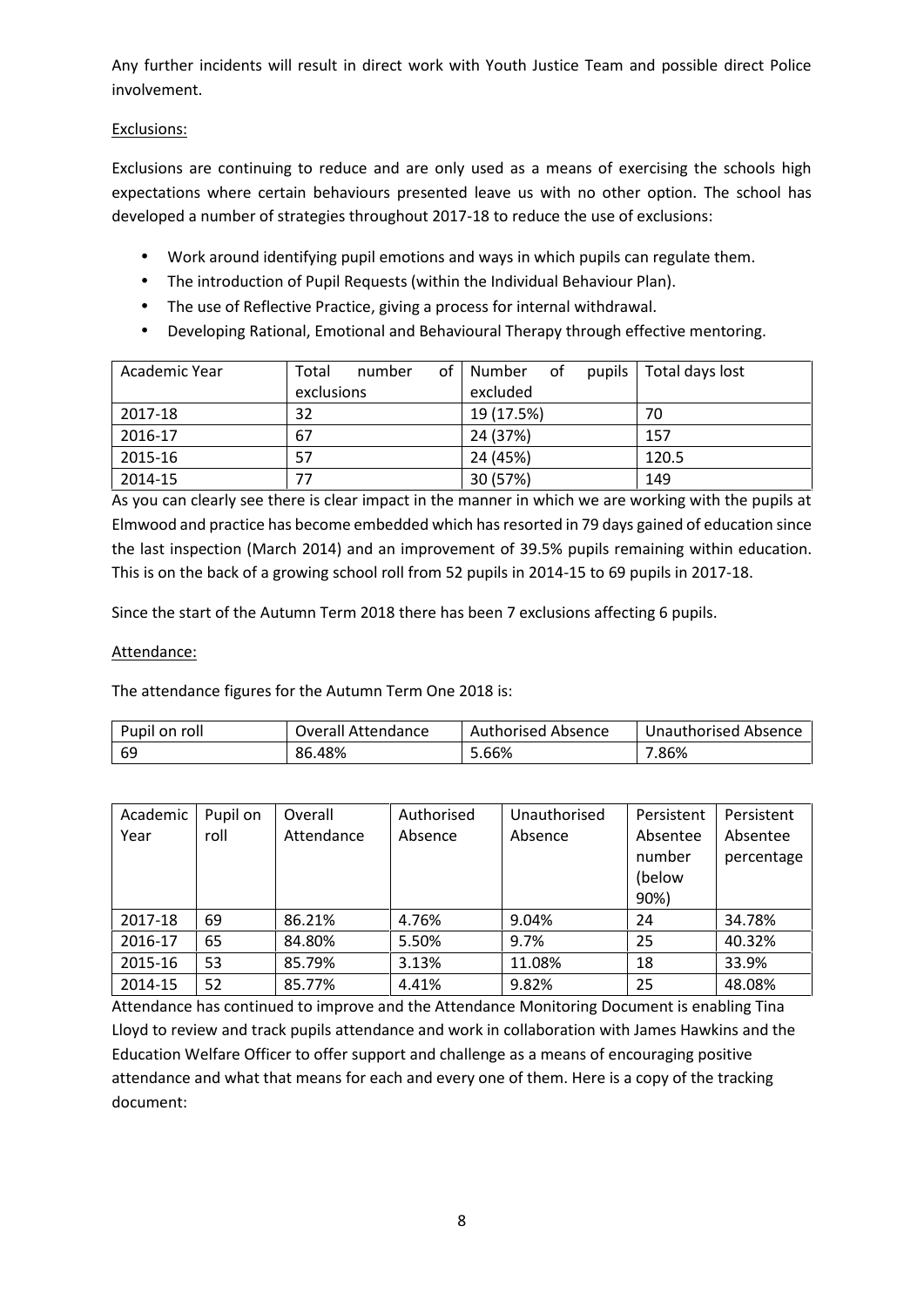Any further incidents will result in direct work with Youth Justice Team and possible direct Police involvement.

<u>Exclusions:</u>

Exclusions are continuing to reduce and are only used as a means of exercising the schools high expectations where certain behaviours presented leave us with no other option. The school has developed a number of strategies throughout 2017-18 to reduce the use of exclusions:

- Work around identifying pupil emotions and ways in which pupils can regulate them.
- The introduction of Pupil Requests (within the Individual Behaviour Plan).
- The use of Reflective Practice, giving a process for internal withdrawal.
- Developing Rational, Emotional and Behavioural Therapy through effective mentoring.

| Academic Year | Total number of exclusions | Number of pupils excluded | Total days lost |
|---|---|---|---|
| 2017-18 | 32 | 19 (17.5%) | 70 |
| 2016-17 | 67 | 24 (37%) | 157 |
| 2015-16 | 57 | 24 (45%) | 120.5 |
| 2014-15 | 77 | 30 (57%) | 149 |

As you can clearly see there is clear impact in the manner in which we are working with the pupils at Elmwood and practice has become embedded which has resorted in 79 days gained of education since the last inspection (March 2014) and an improvement of 39.5% pupils remaining within education. This is on the back of a growing school roll from 52 pupils in 2014-15 to 69 pupils in 2017-18.

Since the start of the Autumn Term 2018 there has been 7 exclusions affecting 6 pupils.

<u>Attendance:</u>

The attendance figures for the Autumn Term One 2018 is:

| Pupil on roll | Overall Attendance | Authorised Absence | Unauthorised Absence |
|---|---|---|---|
| 69 | 86.48% | 5.66% | 7.86% |

| Academic Year | Pupil on roll | Overall Attendance | Authorised Absence | Unauthorised Absence | Persistent Absentee number (below 90%) | Persistent Absentee percentage |
|---|---|---|---|---|---|---|
| 2017-18 | 69 | 86.21% | 4.76% | 9.04% | 24 | 34.78% |
| 2016-17 | 65 | 84.80% | 5.50% | 9.7% | 25 | 40.32% |
| 2015-16 | 53 | 85.79% | 3.13% | 11.08% | 18 | 33.9% |
| 2014-15 | 52 | 85.77% | 4.41% | 9.82% | 25 | 48.08% |

Attendance has continued to improve and the Attendance Monitoring Document is enabling Tina Lloyd to review and track pupils attendance and work in collaboration with James Hawkins and the Education Welfare Officer to offer support and challenge as a means of encouraging positive attendance and what that means for each and every one of them. Here is a copy of the tracking document: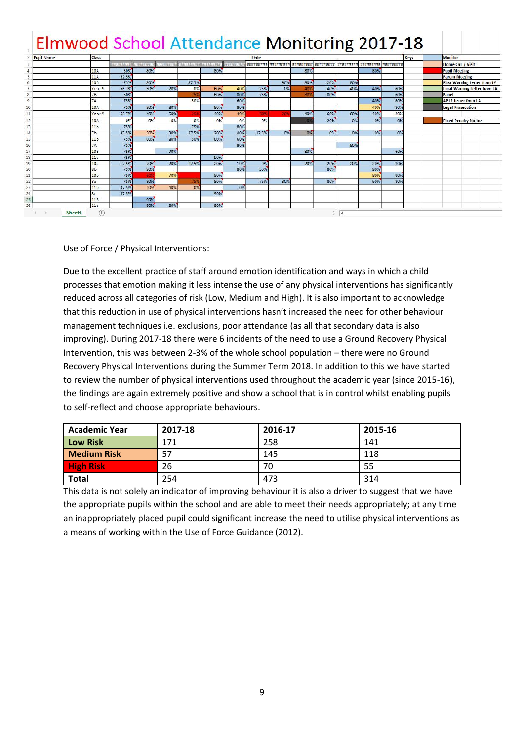# Elmwood School Attendance Monitoring 2017-18

| Pupil Name | Class | Date | | | | | | | | | | | | |
|---|---|---|---|---|---|---|---|---|---|---|---|---|---|---|
| | | ######## | ######## | ######## | ######## | ######## | ######## | ######## | ######## | ######## | ######## | ######## | ######## | ######## |
| | 10A | 50% | 80% | | | 80% | | | | 80% | | | 80% | |
| | 11A | 62.5% | | | | | | | | | | | | |
| | 10B | 75% | 80% | | 87.5% | | | | 90% | 80% | 20% | 60% | | |
| | Year 6 | 56.7% | 50% | 20% | 0% | 60% | 40% | 25% | 0% | 40% | 40% | 40% | 40% | 60% |
| | 7B | 50% | | | 75% | 60% | 80% | 75% | | 80% | 80% | | | 60% |
| | 7A | 75% | | | 50% | | 60% | | | | | | 40% | 60% |
| | 10A | 75% | 80% | 80% | | 80% | 80% | | | | | | 40% | 80% |
| | Year 6 | 56.7% | 40% | 60% | 25% | 40% | 40% | 50% | 50% | 40% | 60% | 60% | 40% | 20% |
| | 10A | 0% | 0% | 0% | 0% | 0% | 0% | 0% | | 0% | 20% | 0% | 0% | 0% |
| | 11a | 75% | | | 75% | | 80% | | | | | | | |
| | 7b | 37.5% | 30% | 30% | 37.5% | 20% | 40% | 12.5% | 0% | 0% | 0% | 0% | 0% | 0% |
| | 11b | 75% | 60% | 80% | 50% | 60% | 60% | | | | | | | |
| | 7A | 75% | | | | | 80% | | | | | 80% | | |
| | 10B | 75% | | 00% | | | | | | 80% | | | | 60% |
| | 11a | 75% | | | | 00% | | | | | | | | |
| | 10a | 12.5% | 20% | 20% | 12.5% | 20% | 10% | 0% | | 20% | 20% | 20% | 20% | 20% |
| | 8b | 75% | 90% | | | | 80% | 50% | | | 80% | | 90% | |
| | 10b | 75% | 80% | 70% | | 80% | | | | | | | 80% | 80% |
| | 8a | 75% | 80% | | 75% | 80% | | 75% | 30% | | 80% | | 60% | 80% |
| | 11b | 37.5% | 30% | 40% | 0% | | 0% | | | | | | | |
| | 8c | 87.5% | | | | 90% | | | | | | | | |
| | 11B | | 90% | | | | | | | | | | | |
| | 11a | | 80% | 80% | | 80% | | | | | | | | |

Key:
- Monitor
- Home Call / Visit
- Pupil Meeting
- Parent Meeting
- First Warning Letter from LA
- Final Warning Letter from LA
- Panel
- AP12 Letter from LA
- Legal Prosecution
- Fixed Penalty Notice

Sheet1

Use of Force / Physical Interventions:

Due to the excellent practice of staff around emotion identification and ways in which a child processes that emotion making it less intense the use of any physical interventions has significantly reduced across all categories of risk (Low, Medium and High). It is also important to acknowledge that this reduction in use of physical interventions hasn't increased the need for other behaviour management techniques i.e. exclusions, poor attendance (as all that secondary data is also improving). During 2017-18 there were 6 incidents of the need to use a Ground Recovery Physical Intervention, this was between 2-3% of the whole school population – there were no Ground Recovery Physical Interventions during the Summer Term 2018. In addition to this we have started to review the number of physical interventions used throughout the academic year (since 2015-16), the findings are again extremely positive and show a school that is in control whilst enabling pupils to self-reflect and choose appropriate behaviours.

| Academic Year | 2017-18 | 2016-17 | 2015-16 |
|---|---|---|---|
| **Low Risk** | 171 | 258 | 141 |
| **Medium Risk** | 57 | 145 | 118 |
| **High Risk** | 26 | 70 | 55 |
| **Total** | 254 | 473 | 314 |

This data is not solely an indicator of improving behaviour it is also a driver to suggest that we have the appropriate pupils within the school and are able to meet their needs appropriately; at any time an inappropriately placed pupil could significant increase the need to utilise physical interventions as a means of working within the Use of Force Guidance (2012).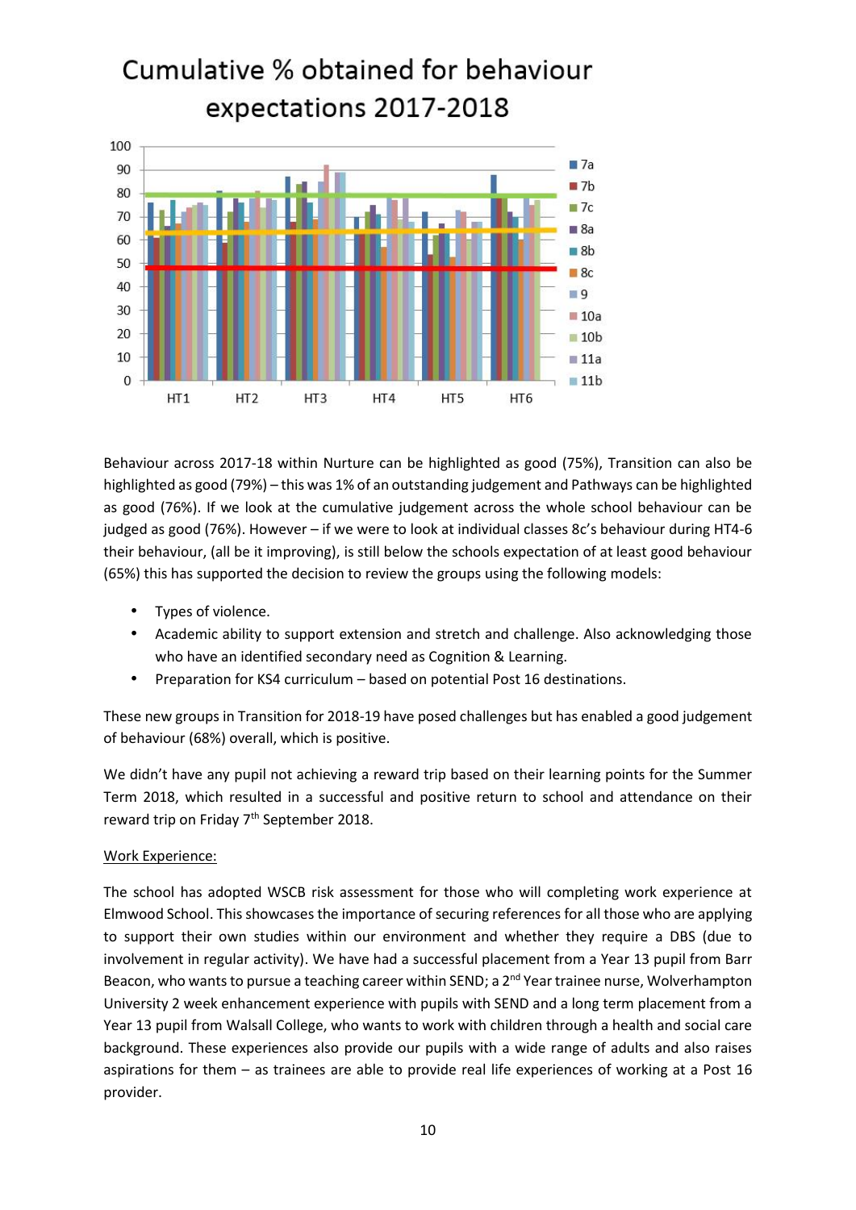# Cumulative % obtained for behaviour expectations 2017-2018

Behaviour across 2017-18 within Nurture can be highlighted as good (75%), Transition can also be highlighted as good (79%) – this was 1% of an outstanding judgement and Pathways can be highlighted as good (76%). If we look at the cumulative judgement across the whole school behaviour can be judged as good (76%). However – if we were to look at individual classes 8c's behaviour during HT4-6 their behaviour, (all be it improving), is still below the schools expectation of at least good behaviour (65%) this has supported the decision to review the groups using the following models:

- Types of violence.
- Academic ability to support extension and stretch and challenge. Also acknowledging those who have an identified secondary need as Cognition & Learning.
- Preparation for KS4 curriculum – based on potential Post 16 destinations.

These new groups in Transition for 2018-19 have posed challenges but has enabled a good judgement of behaviour (68%) overall, which is positive.

We didn't have any pupil not achieving a reward trip based on their learning points for the Summer Term 2018, which resulted in a successful and positive return to school and attendance on their reward trip on Friday 7th September 2018.

<u>Work Experience:</u>

The school has adopted WSCB risk assessment for those who will completing work experience at Elmwood School. This showcases the importance of securing references for all those who are applying to support their own studies within our environment and whether they require a DBS (due to involvement in regular activity). We have had a successful placement from a Year 13 pupil from Barr Beacon, who wants to pursue a teaching career within SEND; a 2nd Year trainee nurse, Wolverhampton University 2 week enhancement experience with pupils with SEND and a long term placement from a Year 13 pupil from Walsall College, who wants to work with children through a health and social care background. These experiences also provide our pupils with a wide range of adults and also raises aspirations for them – as trainees are able to provide real life experiences of working at a Post 16 provider.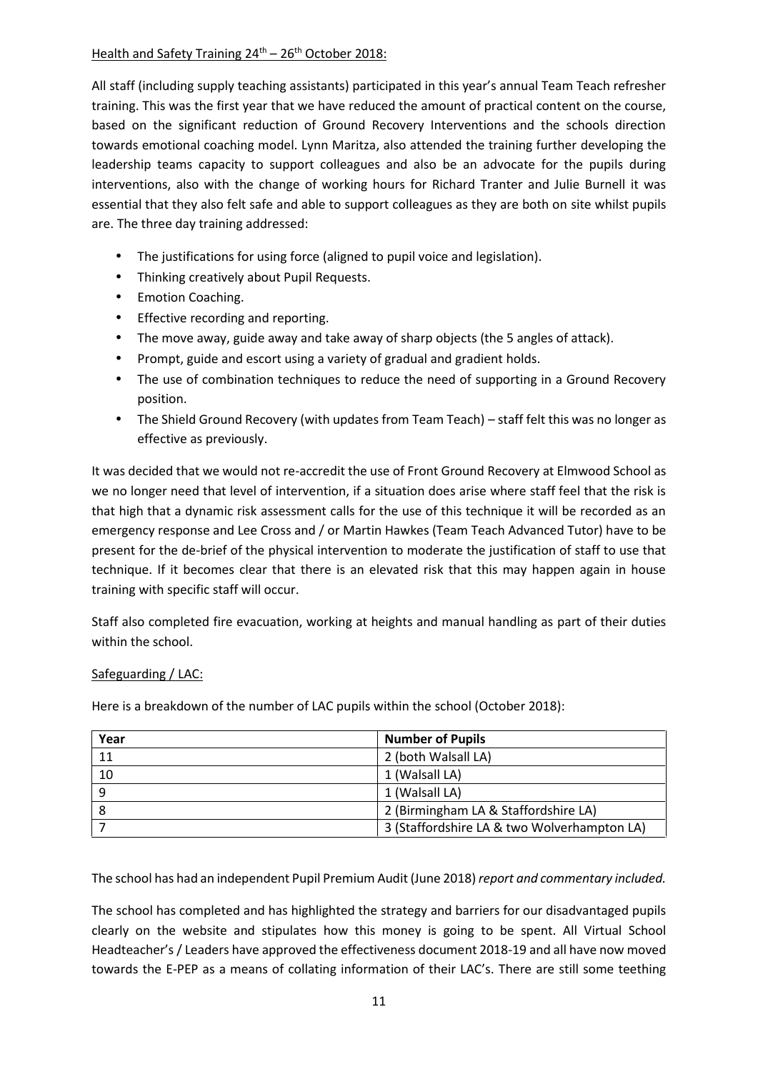Health and Safety Training 24th – 26th October 2018:

All staff (including supply teaching assistants) participated in this year's annual Team Teach refresher training. This was the first year that we have reduced the amount of practical content on the course, based on the significant reduction of Ground Recovery Interventions and the schools direction towards emotional coaching model. Lynn Maritza, also attended the training further developing the leadership teams capacity to support colleagues and also be an advocate for the pupils during interventions, also with the change of working hours for Richard Tranter and Julie Burnell it was essential that they also felt safe and able to support colleagues as they are both on site whilst pupils are. The three day training addressed:

- The justifications for using force (aligned to pupil voice and legislation).
- Thinking creatively about Pupil Requests.
- Emotion Coaching.
- Effective recording and reporting.
- The move away, guide away and take away of sharp objects (the 5 angles of attack).
- Prompt, guide and escort using a variety of gradual and gradient holds.
- The use of combination techniques to reduce the need of supporting in a Ground Recovery position.
- The Shield Ground Recovery (with updates from Team Teach) – staff felt this was no longer as effective as previously.

It was decided that we would not re-accredit the use of Front Ground Recovery at Elmwood School as we no longer need that level of intervention, if a situation does arise where staff feel that the risk is that high that a dynamic risk assessment calls for the use of this technique it will be recorded as an emergency response and Lee Cross and / or Martin Hawkes (Team Teach Advanced Tutor) have to be present for the de-brief of the physical intervention to moderate the justification of staff to use that technique. If it becomes clear that there is an elevated risk that this may happen again in house training with specific staff will occur.

Staff also completed fire evacuation, working at heights and manual handling as part of their duties within the school.

Safeguarding / LAC:

Here is a breakdown of the number of LAC pupils within the school (October 2018):

| Year | Number of Pupils |
|---|---|
| 11 | 2 (both Walsall LA) |
| 10 | 1 (Walsall LA) |
| 9 | 1 (Walsall LA) |
| 8 | 2 (Birmingham LA & Staffordshire LA) |
| 7 | 3 (Staffordshire LA & two Wolverhampton LA) |

The school has had an independent Pupil Premium Audit (June 2018) *report and commentary included.*

The school has completed and has highlighted the strategy and barriers for our disadvantaged pupils clearly on the website and stipulates how this money is going to be spent. All Virtual School Headteacher's / Leaders have approved the effectiveness document 2018-19 and all have now moved towards the E-PEP as a means of collating information of their LAC's. There are still some teething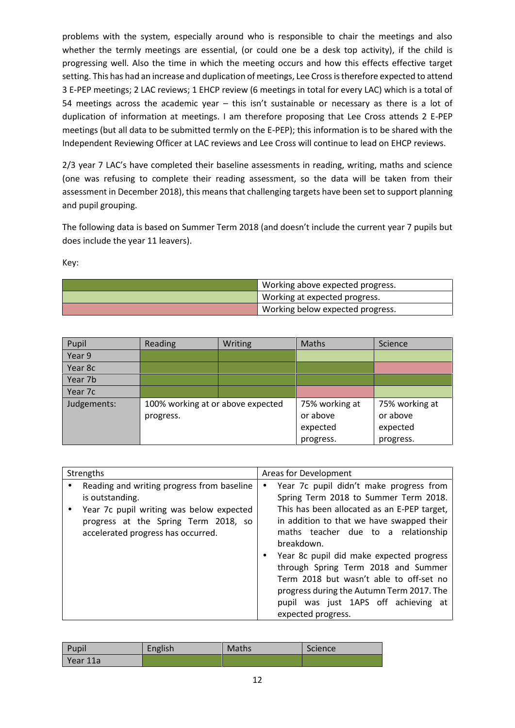problems with the system, especially around who is responsible to chair the meetings and also whether the termly meetings are essential, (or could one be a desk top activity), if the child is progressing well. Also the time in which the meeting occurs and how this effects effective target setting. This has had an increase and duplication of meetings, Lee Cross is therefore expected to attend 3 E-PEP meetings; 2 LAC reviews; 1 EHCP review (6 meetings in total for every LAC) which is a total of 54 meetings across the academic year – this isn't sustainable or necessary as there is a lot of duplication of information at meetings. I am therefore proposing that Lee Cross attends 2 E-PEP meetings (but all data to be submitted termly on the E-PEP); this information is to be shared with the Independent Reviewing Officer at LAC reviews and Lee Cross will continue to lead on EHCP reviews.

2/3 year 7 LAC's have completed their baseline assessments in reading, writing, maths and science (one was refusing to complete their reading assessment, so the data will be taken from their assessment in December 2018), this means that challenging targets have been set to support planning and pupil grouping.

The following data is based on Summer Term 2018 (and doesn't include the current year 7 pupils but does include the year 11 leavers).

Key:

| Colour | Meaning |
|---|---|
| (dark green) | Working above expected progress. |
| (light green) | Working at expected progress. |
| (red) | Working below expected progress. |

| Pupil | Reading | Writing | Maths | Science |
|---|---|---|---|---|
| Year 9 | (dark green) | (dark green) | (light green) | (light green) |
| Year 8c | (dark green) | (dark green) | (dark green) | (red) |
| Year 7b | (dark green) | (dark green) | (dark green) | (dark green) |
| Year 7c | (dark green) | (dark green) | (red) | (light green) |
| Judgements: | 100% working at or above expected progress. | | 75% working at or above expected progress. | 75% working at or above expected progress. |

| Strengths | Areas for Development |
|---|---|
| • Reading and writing progress from baseline is outstanding.<br>• Year 7c pupil writing was below expected progress at the Spring Term 2018, so accelerated progress has occurred. | • Year 7c pupil didn't make progress from Spring Term 2018 to Summer Term 2018. This has been allocated as an E-PEP target, in addition to that we have swapped their maths teacher due to a relationship breakdown.<br>• Year 8c pupil did make expected progress through Spring Term 2018 and Summer Term 2018 but wasn't able to off-set no progress during the Autumn Term 2017. The pupil was just 1APS off achieving at expected progress. |

| Pupil | English | Maths | Science |
|---|---|---|---|
| Year 11a | (dark green) | (dark green) | (dark green) |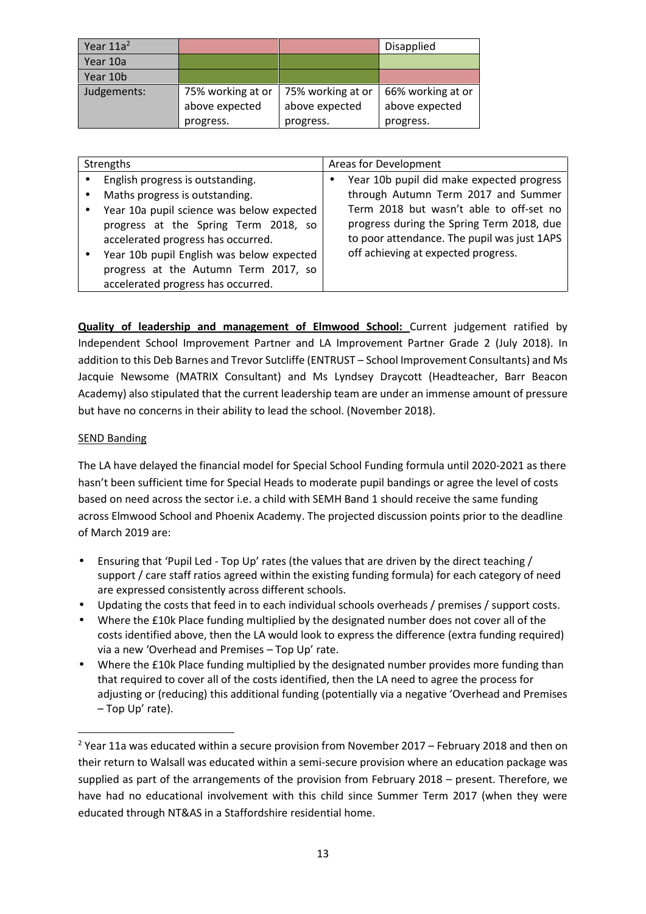| Year 11a[2] | | | Disapplied |
| --- | --- | --- | --- |
| Year 10a | | | |
| Year 10b | | | |
| Judgements: | 75% working at or above expected progress. | 75% working at or above expected progress. | 66% working at or above expected progress. |

| Strengths | Areas for Development |
| --- | --- |
| • English progress is outstanding.<br>• Maths progress is outstanding.<br>• Year 10a pupil science was below expected progress at the Spring Term 2018, so accelerated progress has occurred.<br>• Year 10b pupil English was below expected progress at the Autumn Term 2017, so accelerated progress has occurred. | • Year 10b pupil did make expected progress through Autumn Term 2017 and Summer Term 2018 but wasn't able to off-set no progress during the Spring Term 2018, due to poor attendance. The pupil was just 1APS off achieving at expected progress. |

**Quality of leadership and management of Elmwood School:** Current judgement ratified by Independent School Improvement Partner and LA Improvement Partner Grade 2 (July 2018). In addition to this Deb Barnes and Trevor Sutcliffe (ENTRUST – School Improvement Consultants) and Ms Jacquie Newsome (MATRIX Consultant) and Ms Lyndsey Draycott (Headteacher, Barr Beacon Academy) also stipulated that the current leadership team are under an immense amount of pressure but have no concerns in their ability to lead the school. (November 2018).

SEND Banding

The LA have delayed the financial model for Special School Funding formula until 2020-2021 as there hasn't been sufficient time for Special Heads to moderate pupil bandings or agree the level of costs based on need across the sector i.e. a child with SEMH Band 1 should receive the same funding across Elmwood School and Phoenix Academy. The projected discussion points prior to the deadline of March 2019 are:

- Ensuring that 'Pupil Led - Top Up' rates (the values that are driven by the direct teaching / support / care staff ratios agreed within the existing funding formula) for each category of need are expressed consistently across different schools.
- Updating the costs that feed in to each individual schools overheads / premises / support costs.
- Where the £10k Place funding multiplied by the designated number does not cover all of the costs identified above, then the LA would look to express the difference (extra funding required) via a new 'Overhead and Premises – Top Up' rate.
- Where the £10k Place funding multiplied by the designated number provides more funding than that required to cover all of the costs identified, then the LA need to agree the process for adjusting or (reducing) this additional funding (potentially via a negative 'Overhead and Premises – Top Up' rate).

[2] Year 11a was educated within a secure provision from November 2017 – February 2018 and then on their return to Walsall was educated within a semi-secure provision where an education package was supplied as part of the arrangements of the provision from February 2018 – present. Therefore, we have had no educational involvement with this child since Summer Term 2017 (when they were educated through NT&AS in a Staffordshire residential home.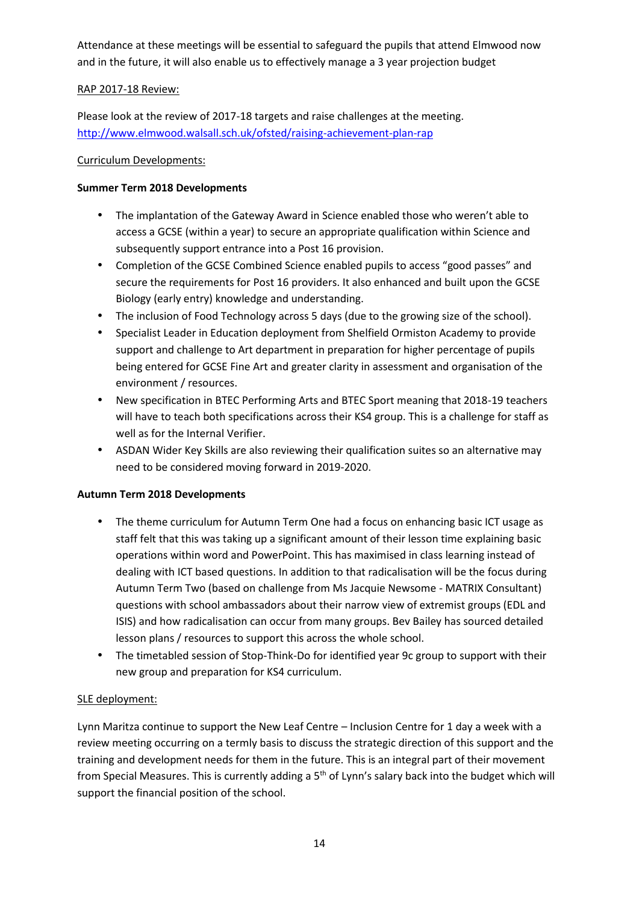Attendance at these meetings will be essential to safeguard the pupils that attend Elmwood now and in the future, it will also enable us to effectively manage a 3 year projection budget

<u>RAP 2017-18 Review:</u>

Please look at the review of 2017-18 targets and raise challenges at the meeting. http://www.elmwood.walsall.sch.uk/ofsted/raising-achievement-plan-rap

<u>Curriculum Developments:</u>

**Summer Term 2018 Developments**

- The implantation of the Gateway Award in Science enabled those who weren't able to access a GCSE (within a year) to secure an appropriate qualification within Science and subsequently support entrance into a Post 16 provision.
- Completion of the GCSE Combined Science enabled pupils to access "good passes" and secure the requirements for Post 16 providers. It also enhanced and built upon the GCSE Biology (early entry) knowledge and understanding.
- The inclusion of Food Technology across 5 days (due to the growing size of the school).
- Specialist Leader in Education deployment from Shelfield Ormiston Academy to provide support and challenge to Art department in preparation for higher percentage of pupils being entered for GCSE Fine Art and greater clarity in assessment and organisation of the environment / resources.
- New specification in BTEC Performing Arts and BTEC Sport meaning that 2018-19 teachers will have to teach both specifications across their KS4 group. This is a challenge for staff as well as for the Internal Verifier.
- ASDAN Wider Key Skills are also reviewing their qualification suites so an alternative may need to be considered moving forward in 2019-2020.

**Autumn Term 2018 Developments**

- The theme curriculum for Autumn Term One had a focus on enhancing basic ICT usage as staff felt that this was taking up a significant amount of their lesson time explaining basic operations within word and PowerPoint. This has maximised in class learning instead of dealing with ICT based questions. In addition to that radicalisation will be the focus during Autumn Term Two (based on challenge from Ms Jacquie Newsome - MATRIX Consultant) questions with school ambassadors about their narrow view of extremist groups (EDL and ISIS) and how radicalisation can occur from many groups. Bev Bailey has sourced detailed lesson plans / resources to support this across the whole school.
- The timetabled session of Stop-Think-Do for identified year 9c group to support with their new group and preparation for KS4 curriculum.

<u>SLE deployment:</u>

Lynn Maritza continue to support the New Leaf Centre – Inclusion Centre for 1 day a week with a review meeting occurring on a termly basis to discuss the strategic direction of this support and the training and development needs for them in the future. This is an integral part of their movement from Special Measures. This is currently adding a 5th of Lynn's salary back into the budget which will support the financial position of the school.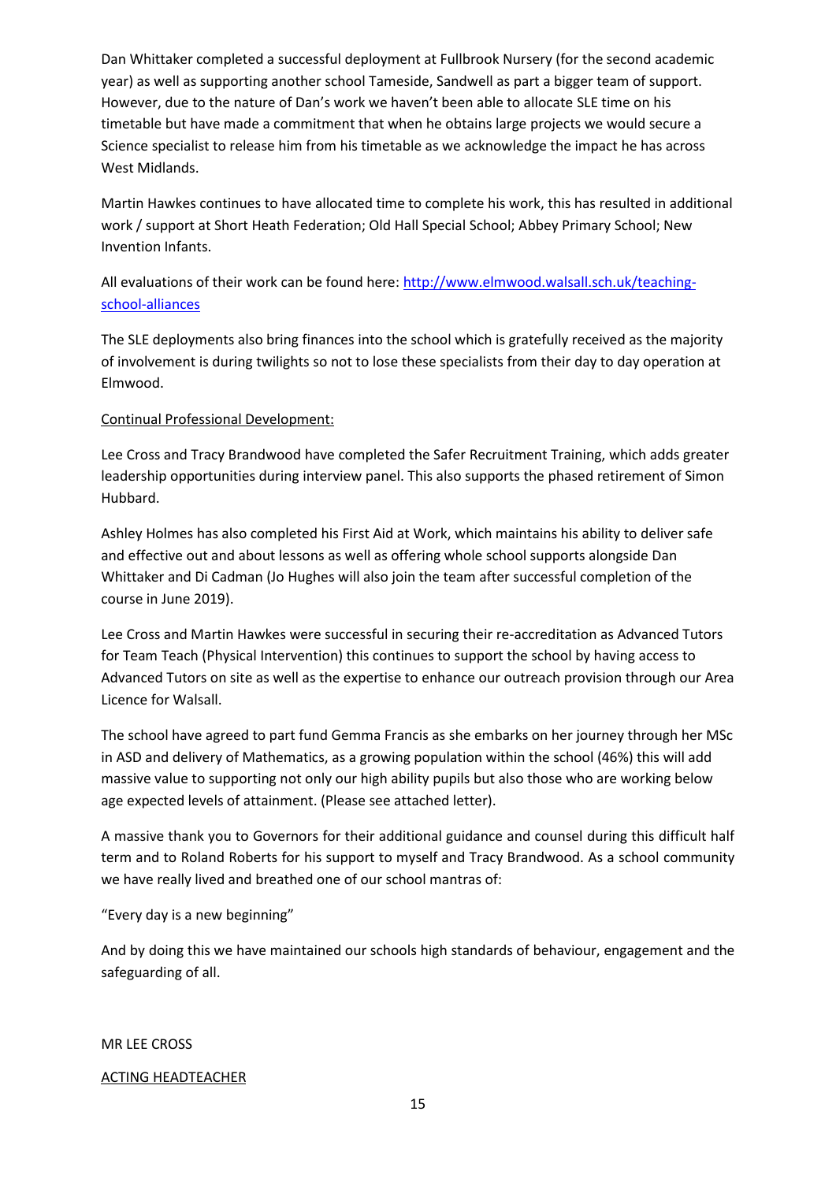Dan Whittaker completed a successful deployment at Fullbrook Nursery (for the second academic year) as well as supporting another school Tameside, Sandwell as part a bigger team of support. However, due to the nature of Dan's work we haven't been able to allocate SLE time on his timetable but have made a commitment that when he obtains large projects we would secure a Science specialist to release him from his timetable as we acknowledge the impact he has across West Midlands.

Martin Hawkes continues to have allocated time to complete his work, this has resulted in additional work / support at Short Heath Federation; Old Hall Special School; Abbey Primary School; New Invention Infants.

All evaluations of their work can be found here: [http://www.elmwood.walsall.sch.uk/teaching-school-alliances](http://www.elmwood.walsall.sch.uk/teaching-school-alliances)

The SLE deployments also bring finances into the school which is gratefully received as the majority of involvement is during twilights so not to lose these specialists from their day to day operation at Elmwood.

<u>Continual Professional Development:</u>

Lee Cross and Tracy Brandwood have completed the Safer Recruitment Training, which adds greater leadership opportunities during interview panel. This also supports the phased retirement of Simon Hubbard.

Ashley Holmes has also completed his First Aid at Work, which maintains his ability to deliver safe and effective out and about lessons as well as offering whole school supports alongside Dan Whittaker and Di Cadman (Jo Hughes will also join the team after successful completion of the course in June 2019).

Lee Cross and Martin Hawkes were successful in securing their re-accreditation as Advanced Tutors for Team Teach (Physical Intervention) this continues to support the school by having access to Advanced Tutors on site as well as the expertise to enhance our outreach provision through our Area Licence for Walsall.

The school have agreed to part fund Gemma Francis as she embarks on her journey through her MSc in ASD and delivery of Mathematics, as a growing population within the school (46%) this will add massive value to supporting not only our high ability pupils but also those who are working below age expected levels of attainment. (Please see attached letter).

A massive thank you to Governors for their additional guidance and counsel during this difficult half term and to Roland Roberts for his support to myself and Tracy Brandwood. As a school community we have really lived and breathed one of our school mantras of:

"Every day is a new beginning"

And by doing this we have maintained our schools high standards of behaviour, engagement and the safeguarding of all.

MR LEE CROSS

<u>ACTING HEADTEACHER</u>